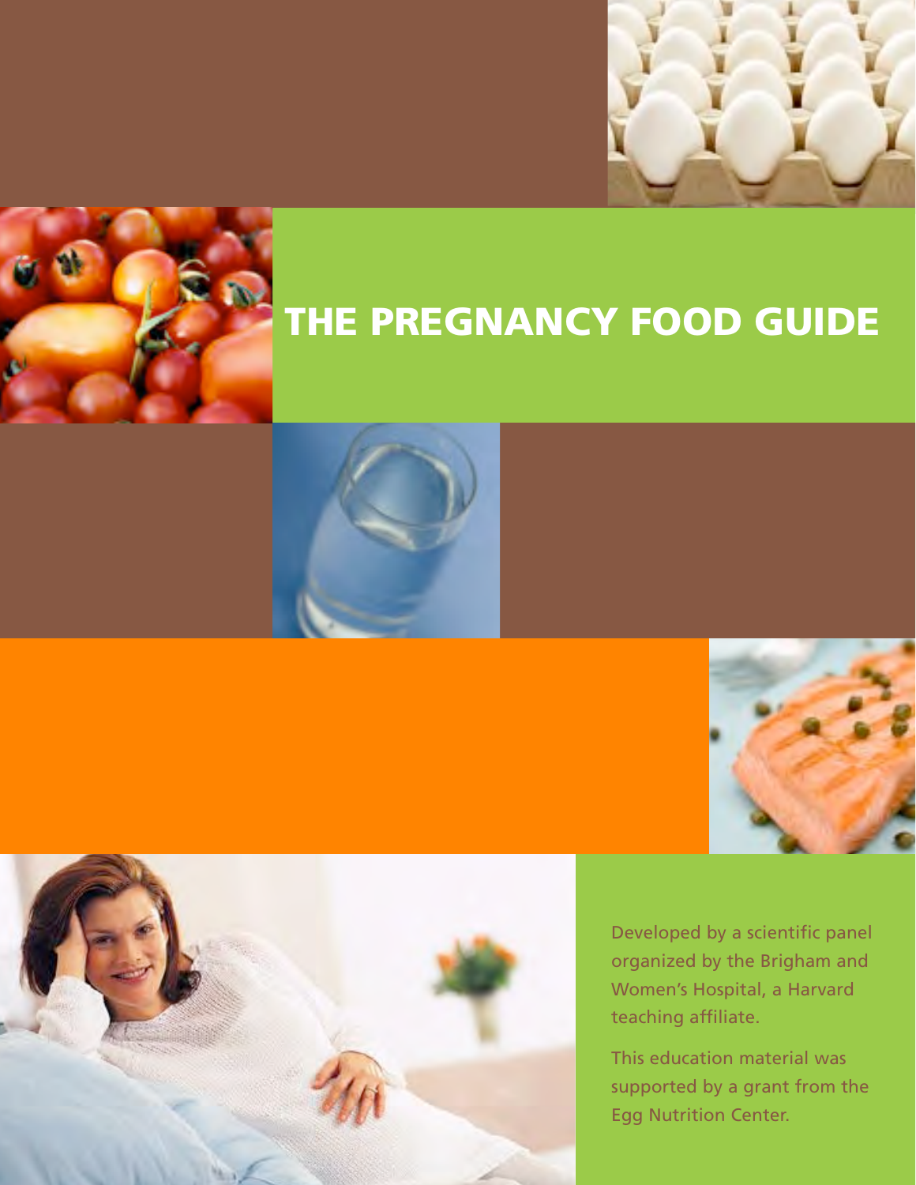# THE PREGNANCY FOOD GUIDE

Developed by a scientific panel organized by the Brigham and Women's Hospital, a Harvard teaching affiliate.

This education material was supported by a grant from the Egg Nutrition Center.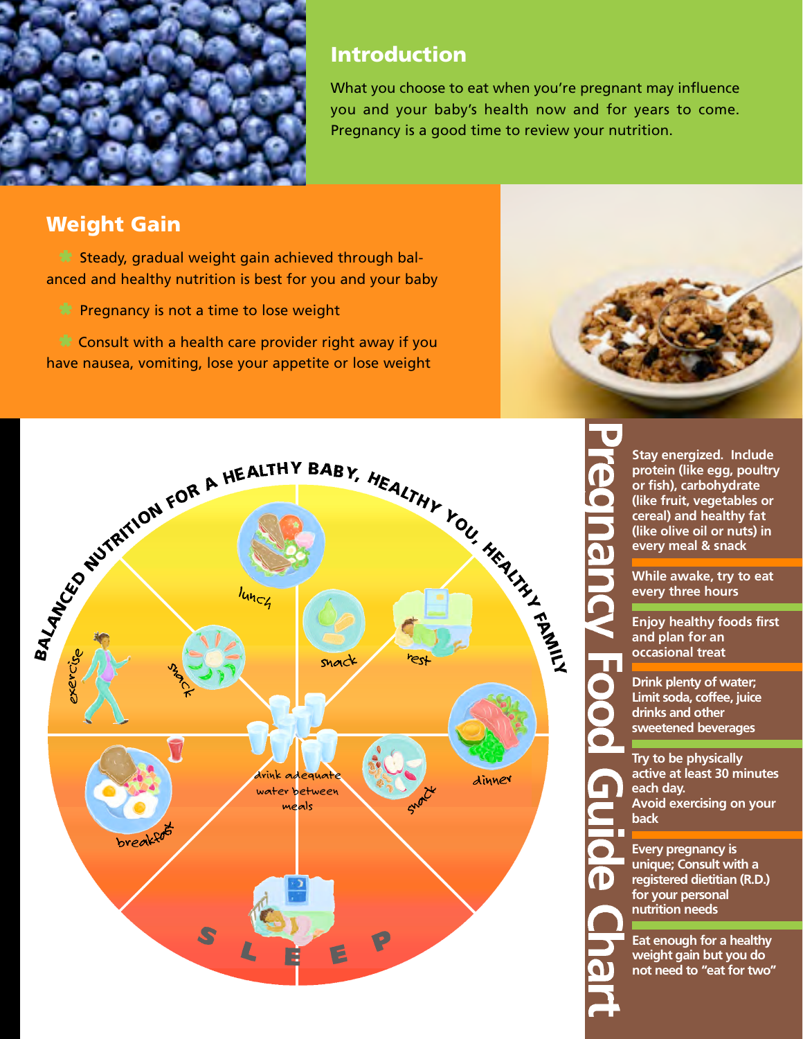## Introduction

What you choose to eat when you're pregnant may influence you and your baby's health now and for years to come. Pregnancy is a good time to review your nutrition.

## Weight Gain

- Steady, gradual weight gain achieved through balanced and healthy nutrition is best for you and your baby
- Pregnancy is not a time to lose weight
- Consult with a health care provider right away if you have nausea, vomiting, lose your appetite or lose weight

BALANCED NUTRITION FOR A HEALTHY BABY, HEALTHY YOU, HEALTHY FAMILY

lunch

snack

rest

exercise

snack

drink adequate water between meals

dinner

breakfast

snack

SLEEP

# Pregnancy Food Guide Chart

**Stay energized. Include protein (like egg, poultry or fish), carbohydrate (like fruit, vegetables or cereal) and healthy fat (like olive oil or nuts) in every meal & snack**

**While awake, try to eat every three hours**

**Enjoy healthy foods first and plan for an occasional treat**

**Drink plenty of water; Limit soda, coffee, juice drinks and other sweetened beverages**

**Try to be physically active at least 30 minutes each day. Avoid exercising on your back**

**Every pregnancy is unique; Consult with a registered dietitian (R.D.) for your personal nutrition needs**

**Eat enough for a healthy weight gain but you do not need to "eat for two"**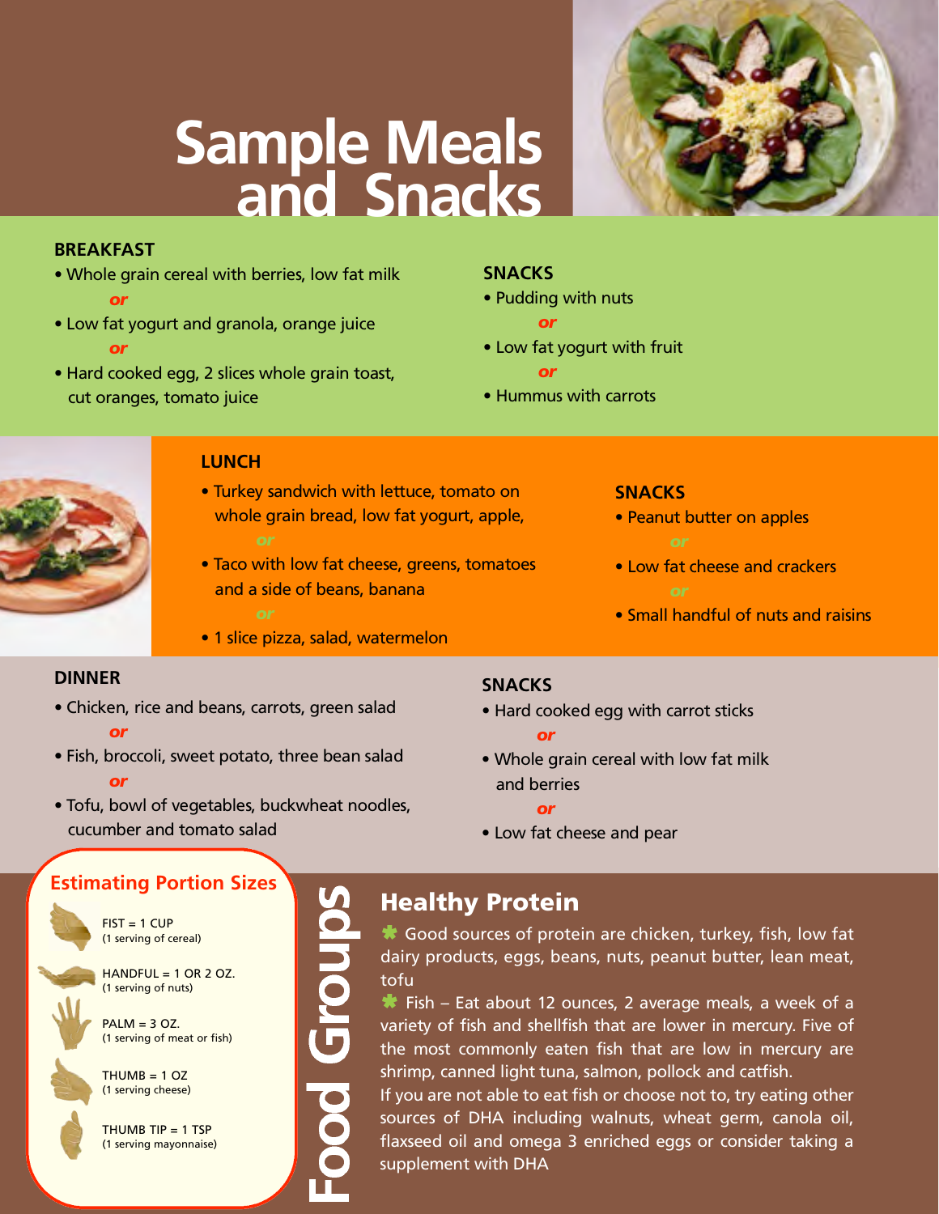# Sample Meals and Snacks

## BREAKFAST

- Whole grain cereal with berries, low fat milk

*or*

- Low fat yogurt and granola, orange juice

*or*

- Hard cooked egg, 2 slices whole grain toast, cut oranges, tomato juice

## SNACKS

- Pudding with nuts

*or*

- Low fat yogurt with fruit

*or*

- Hummus with carrots

## LUNCH

- Turkey sandwich with lettuce, tomato on whole grain bread, low fat yogurt, apple,

*or*

- Taco with low fat cheese, greens, tomatoes and a side of beans, banana

*or*

- 1 slice pizza, salad, watermelon

## SNACKS

- Peanut butter on apples

*or*

- Low fat cheese and crackers

*or*

- Small handful of nuts and raisins

## DINNER

- Chicken, rice and beans, carrots, green salad

*or*

- Fish, broccoli, sweet potato, three bean salad

*or*

- Tofu, bowl of vegetables, buckwheat noodles, cucumber and tomato salad

## SNACKS

- Hard cooked egg with carrot sticks

*or*

- Whole grain cereal with low fat milk and berries

*or*

- Low fat cheese and pear

## Estimating Portion Sizes

- FIST = 1 CUP (1 serving of cereal)
- HANDFUL = 1 OR 2 OZ. (1 serving of nuts)
- PALM = 3 OZ. (1 serving of meat or fish)
- THUMB = 1 OZ (1 serving cheese)
- THUMB TIP = 1 TSP (1 serving mayonnaise)

# Food Groups

## Healthy Protein

- Good sources of protein are chicken, turkey, fish, low fat dairy products, eggs, beans, nuts, peanut butter, lean meat, tofu
- Fish – Eat about 12 ounces, 2 average meals, a week of a variety of fish and shellfish that are lower in mercury. Five of the most commonly eaten fish that are low in mercury are shrimp, canned light tuna, salmon, pollock and catfish.

If you are not able to eat fish or choose not to, try eating other sources of DHA including walnuts, wheat germ, canola oil, flaxseed oil and omega 3 enriched eggs or consider taking a supplement with DHA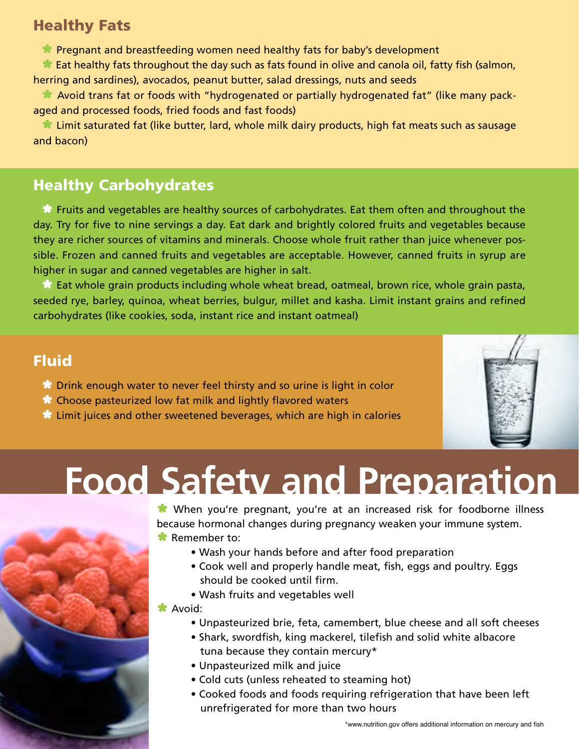## Healthy Fats

- Pregnant and breastfeeding women need healthy fats for baby's development
- Eat healthy fats throughout the day such as fats found in olive and canola oil, fatty fish (salmon, herring and sardines), avocados, peanut butter, salad dressings, nuts and seeds
- Avoid trans fat or foods with "hydrogenated or partially hydrogenated fat" (like many packaged and processed foods, fried foods and fast foods)
- Limit saturated fat (like butter, lard, whole milk dairy products, high fat meats such as sausage and bacon)

## Healthy Carbohydrates

- Fruits and vegetables are healthy sources of carbohydrates. Eat them often and throughout the day. Try for five to nine servings a day. Eat dark and brightly colored fruits and vegetables because they are richer sources of vitamins and minerals. Choose whole fruit rather than juice whenever possible. Frozen and canned fruits and vegetables are acceptable. However, canned fruits in syrup are higher in sugar and canned vegetables are higher in salt.
- Eat whole grain products including whole wheat bread, oatmeal, brown rice, whole grain pasta, seeded rye, barley, quinoa, wheat berries, bulgur, millet and kasha. Limit instant grains and refined carbohydrates (like cookies, soda, instant rice and instant oatmeal)

## Fluid

- Drink enough water to never feel thirsty and so urine is light in color
- Choose pasteurized low fat milk and lightly flavored waters
- Limit juices and other sweetened beverages, which are high in calories

# Food Safety and Preparation

- When you're pregnant, you're at an increased risk for foodborne illness because hormonal changes during pregnancy weaken your immune system.
- Remember to:
  - Wash your hands before and after food preparation
  - Cook well and properly handle meat, fish, eggs and poultry. Eggs should be cooked until firm.
  - Wash fruits and vegetables well
- Avoid:
  - Unpasteurized brie, feta, camembert, blue cheese and all soft cheeses
  - Shark, swordfish, king mackerel, tilefish and solid white albacore tuna because they contain mercury*
  - Unpasteurized milk and juice
  - Cold cuts (unless reheated to steaming hot)
  - Cooked foods and foods requiring refrigeration that have been left unrefrigerated for more than two hours

*www.nutrition.gov offers additional information on mercury and fish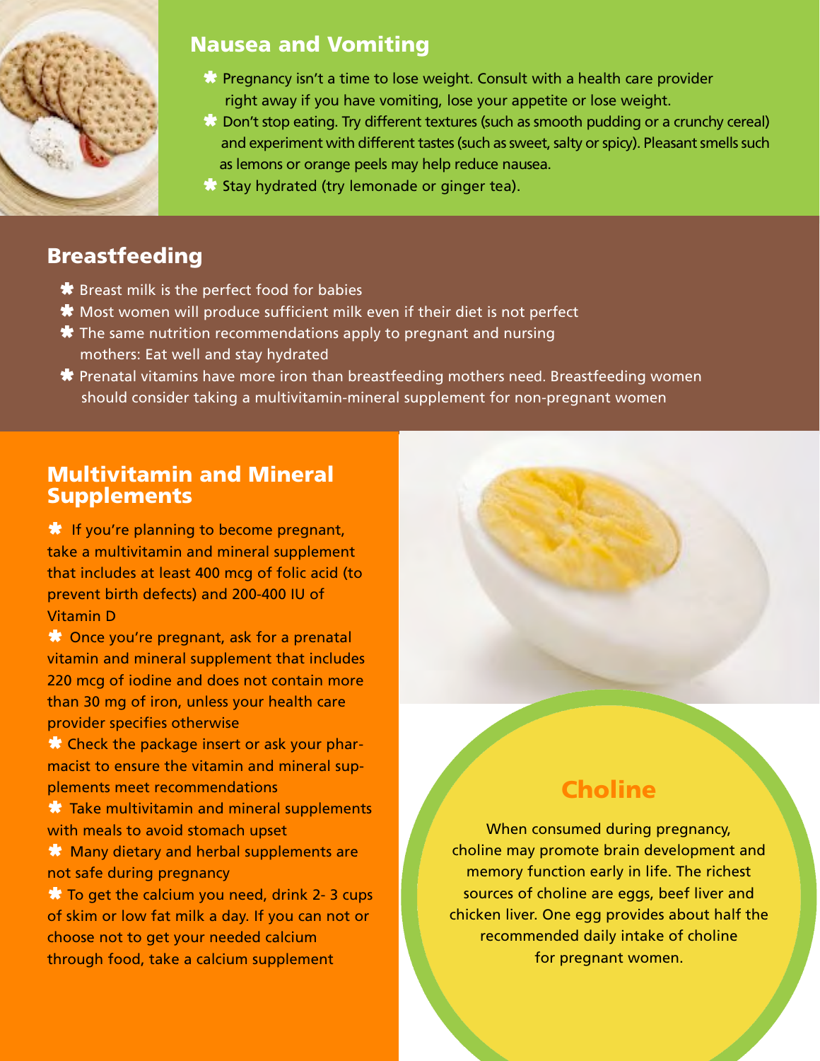## Nausea and Vomiting

- Pregnancy isn't a time to lose weight. Consult with a health care provider right away if you have vomiting, lose your appetite or lose weight.
- Don't stop eating. Try different textures (such as smooth pudding or a crunchy cereal) and experiment with different tastes (such as sweet, salty or spicy). Pleasant smells such as lemons or orange peels may help reduce nausea.
- Stay hydrated (try lemonade or ginger tea).

## Breastfeeding

- Breast milk is the perfect food for babies
- Most women will produce sufficient milk even if their diet is not perfect
- The same nutrition recommendations apply to pregnant and nursing mothers: Eat well and stay hydrated
- Prenatal vitamins have more iron than breastfeeding mothers need. Breastfeeding women should consider taking a multivitamin-mineral supplement for non-pregnant women

## Multivitamin and Mineral Supplements

- If you're planning to become pregnant, take a multivitamin and mineral supplement that includes at least 400 mcg of folic acid (to prevent birth defects) and 200-400 IU of Vitamin D
- Once you're pregnant, ask for a prenatal vitamin and mineral supplement that includes 220 mcg of iodine and does not contain more than 30 mg of iron, unless your health care provider specifies otherwise
- Check the package insert or ask your pharmacist to ensure the vitamin and mineral supplements meet recommendations
- Take multivitamin and mineral supplements with meals to avoid stomach upset
- Many dietary and herbal supplements are not safe during pregnancy
- To get the calcium you need, drink 2- 3 cups of skim or low fat milk a day. If you can not or choose not to get your needed calcium through food, take a calcium supplement

## Choline

When consumed during pregnancy, choline may promote brain development and memory function early in life. The richest sources of choline are eggs, beef liver and chicken liver. One egg provides about half the recommended daily intake of choline for pregnant women.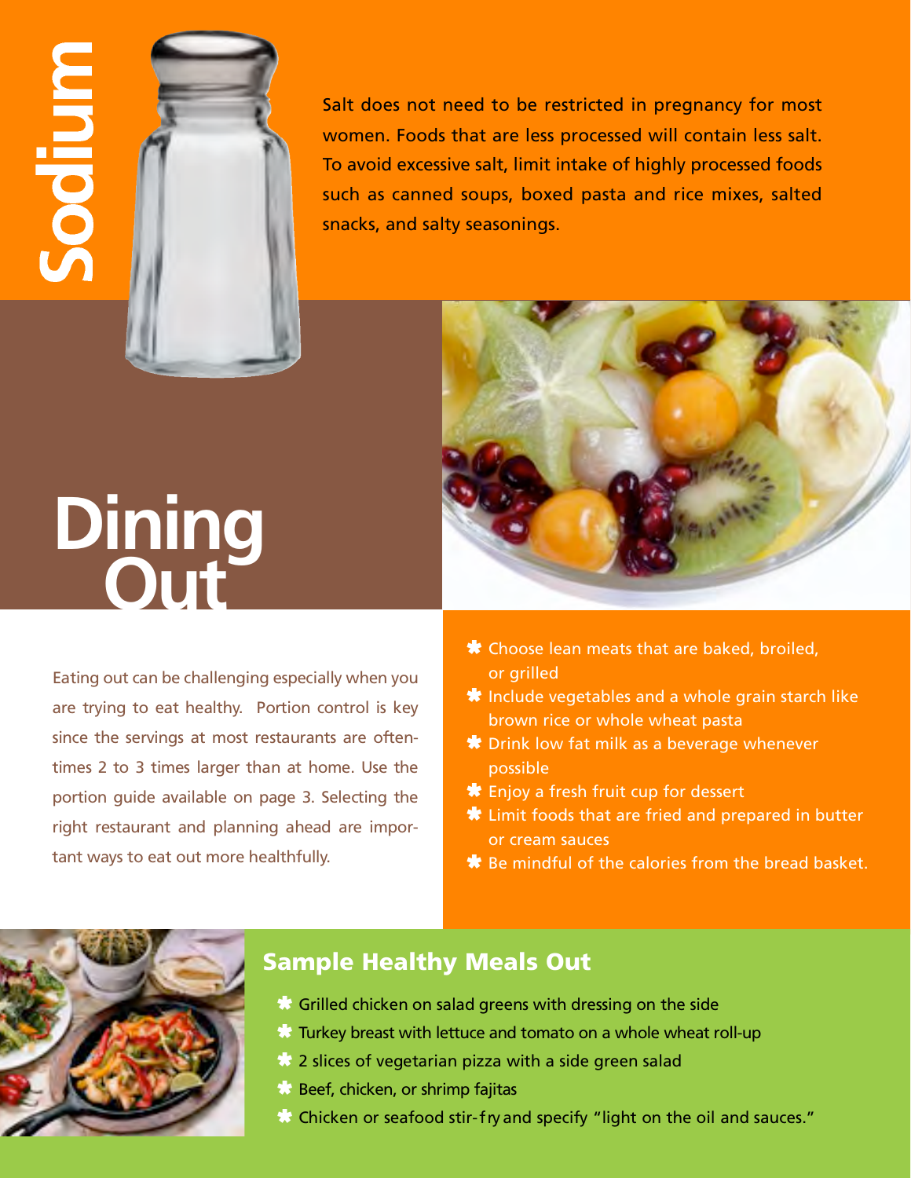# Sodium

Salt does not need to be restricted in pregnancy for most women. Foods that are less processed will contain less salt. To avoid excessive salt, limit intake of highly processed foods such as canned soups, boxed pasta and rice mixes, salted snacks, and salty seasonings.

# Dining Out

Eating out can be challenging especially when you are trying to eat healthy. Portion control is key since the servings at most restaurants are oftentimes 2 to 3 times larger than at home. Use the portion guide available on page 3. Selecting the right restaurant and planning ahead are important ways to eat out more healthfully.

- Choose lean meats that are baked, broiled, or grilled
- Include vegetables and a whole grain starch like brown rice or whole wheat pasta
- Drink low fat milk as a beverage whenever possible
- Enjoy a fresh fruit cup for dessert
- Limit foods that are fried and prepared in butter or cream sauces
- Be mindful of the calories from the bread basket.

## Sample Healthy Meals Out

- Grilled chicken on salad greens with dressing on the side
- Turkey breast with lettuce and tomato on a whole wheat roll-up
- 2 slices of vegetarian pizza with a side green salad
- Beef, chicken, or shrimp fajitas
- Chicken or seafood stir-fry and specify "light on the oil and sauces."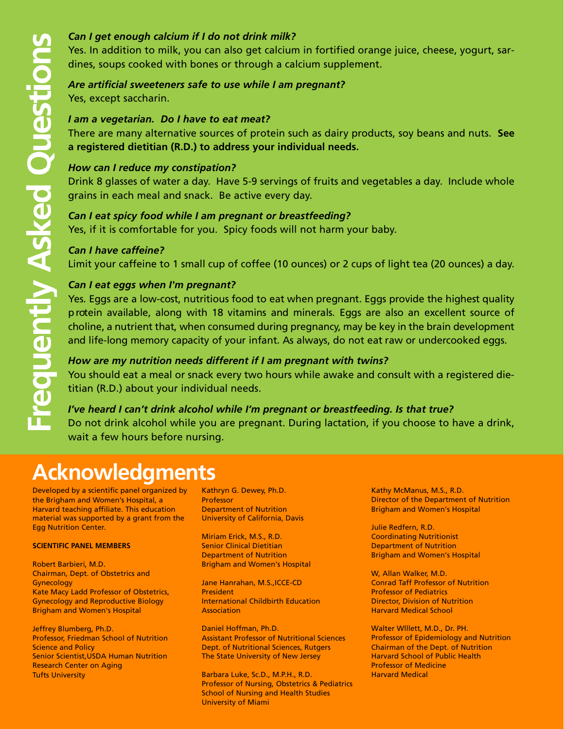# Frequently Asked Questions

***Can I get enough calcium if I do not drink milk?***

Yes. In addition to milk, you can also get calcium in fortified orange juice, cheese, yogurt, sardines, soups cooked with bones or through a calcium supplement.

***Are artificial sweeteners safe to use while I am pregnant?***

Yes, except saccharin.

***I am a vegetarian. Do I have to eat meat?***

There are many alternative sources of protein such as dairy products, soy beans and nuts. **See a registered dietitian (R.D.) to address your individual needs.**

***How can I reduce my constipation?***

Drink 8 glasses of water a day. Have 5-9 servings of fruits and vegetables a day. Include whole grains in each meal and snack. Be active every day.

***Can I eat spicy food while I am pregnant or breastfeeding?***

Yes, if it is comfortable for you. Spicy foods will not harm your baby.

***Can I have caffeine?***

Limit your caffeine to 1 small cup of coffee (10 ounces) or 2 cups of light tea (20 ounces) a day.

***Can I eat eggs when I'm pregnant?***

Yes. Eggs are a low-cost, nutritious food to eat when pregnant. Eggs provide the highest quality protein available, along with 18 vitamins and minerals. Eggs are also an excellent source of choline, a nutrient that, when consumed during pregnancy, may be key in the brain development and life-long memory capacity of your infant. As always, do not eat raw or undercooked eggs.

***How are my nutrition needs different if I am pregnant with twins?***

You should eat a meal or snack every two hours while awake and consult with a registered dietitian (R.D.) about your individual needs.

***I've heard I can't drink alcohol while I'm pregnant or breastfeeding. Is that true?***

Do not drink alcohol while you are pregnant. During lactation, if you choose to have a drink, wait a few hours before nursing.

# Acknowledgments

Developed by a scientific panel organized by the Brigham and Women's Hospital, a Harvard teaching affiliate. This education material was supported by a grant from the Egg Nutrition Center.

**SCIENTIFIC PANEL MEMBERS**

Robert Barbieri, M.D.
Chairman, Dept. of Obstetrics and Gynecology
Kate Macy Ladd Professor of Obstetrics, Gynecology and Reproductive Biology
Brigham and Women's Hospital

Jeffrey Blumberg, Ph.D.
Professor, Friedman School of Nutrition Science and Policy
Senior Scientist,USDA Human Nutrition Research Center on Aging
Tufts University

Kathryn G. Dewey, Ph.D.
Professor
Department of Nutrition
University of California, Davis

Miriam Erick, M.S., R.D.
Senior Clinical Dietitian
Department of Nutrition
Brigham and Women's Hospital

Jane Hanrahan, M.S.,ICCE-CD
President
International Childbirth Education Association

Daniel Hoffman, Ph.D.
Assistant Professor of Nutritional Sciences
Dept. of Nutritional Sciences, Rutgers
The State University of New Jersey

Barbara Luke, Sc.D., M.P.H., R.D.
Professor of Nursing, Obstetrics & Pediatrics
School of Nursing and Health Studies
University of Miami

Kathy McManus, M.S., R.D.
Director of the Department of Nutrition
Brigham and Women's Hospital

Julie Redfern, R.D.
Coordinating Nutritionist
Department of Nutrition
Brigham and Women's Hospital

W, Allan Walker, M.D.
Conrad Taff Professor of Nutrition
Professor of Pediatrics
Director, Division of Nutrition
Harvard Medical School

Walter WIllett, M.D., Dr. PH.
Professor of Epidemiology and Nutrition
Chairman of the Dept. of Nutrition
Harvard School of Public Health
Professor of Medicine
Harvard Medical